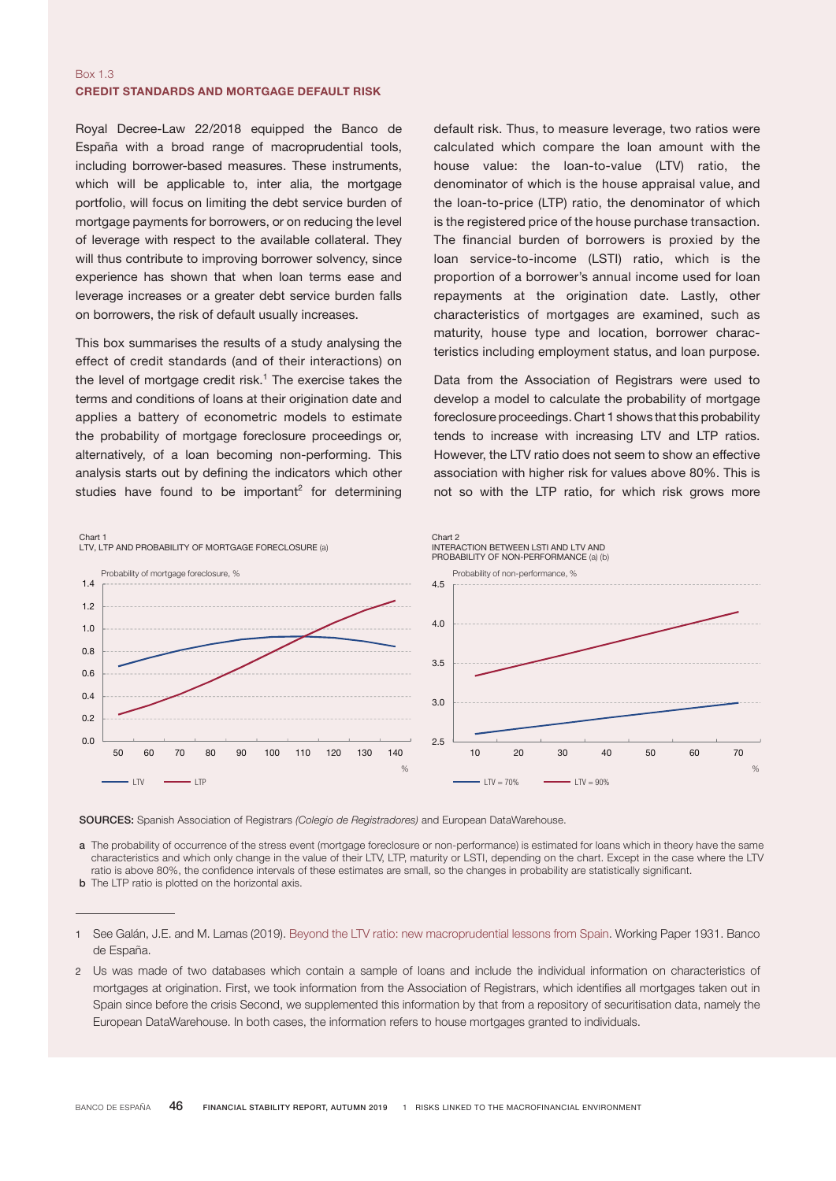Box 1.3

## CREDIT STANDARDS AND MORTGAGE DEFAULT RISK

Royal Decree-Law 22/2018 equipped the Banco de España with a broad range of macroprudential tools, including borrower-based measures. These instruments, which will be applicable to, inter alia, the mortgage portfolio, will focus on limiting the debt service burden of mortgage payments for borrowers, or on reducing the level of leverage with respect to the available collateral. They will thus contribute to improving borrower solvency, since experience has shown that when loan terms ease and leverage increases or a greater debt service burden falls on borrowers, the risk of default usually increases.

This box summarises the results of a study analysing the effect of credit standards (and of their interactions) on the level of mortgage credit risk.[1] The exercise takes the terms and conditions of loans at their origination date and applies a battery of econometric models to estimate the probability of mortgage foreclosure proceedings or, alternatively, of a loan becoming non-performing. This analysis starts out by defining the indicators which other studies have found to be important[2] for determining default risk. Thus, to measure leverage, two ratios were calculated which compare the loan amount with the house value: the loan-to-value (LTV) ratio, the denominator of which is the house appraisal value, and the loan-to-price (LTP) ratio, the denominator of which is the registered price of the house purchase transaction. The financial burden of borrowers is proxied by the loan service-to-income (LSTI) ratio, which is the proportion of a borrower's annual income used for loan repayments at the origination date. Lastly, other characteristics of mortgages are examined, such as maturity, house type and location, borrower characteristics including employment status, and loan purpose.

Data from the Association of Registrars were used to develop a model to calculate the probability of mortgage foreclosure proceedings. Chart 1 shows that this probability tends to increase with increasing LTV and LTP ratios. However, the LTV ratio does not seem to show an effective association with higher risk for values above 80%. This is not so with the LTP ratio, for which risk grows more

Chart 1
LTV, LTP AND PROBABILITY OF MORTGAGE FORECLOSURE (a)

Probability of mortgage foreclosure, %
1.4
1.2
1.0
0.8
0.6
0.4
0.2
0.0
50 60 70 80 90 100 110 120 130 140
%
LTV
LTP

Chart 2
INTERACTION BETWEEN LSTI AND LTV AND PROBABILITY OF NON-PERFORMANCE (a) (b)

Probability of non-performance, %
4.5
4.0
3.5
3.0
2.5
10 20 30 40 50 60 70
%
LTV = 70%
LTV = 90%

**SOURCES:** Spanish Association of Registrars *(Colegio de Registradores)* and European DataWarehouse.

**a** The probability of occurrence of the stress event (mortgage foreclosure or non-performance) is estimated for loans which in theory have the same characteristics and which only change in the value of their LTV, LTP, maturity or LSTI, depending on the chart. Except in the case where the LTV ratio is above 80%, the confidence intervals of these estimates are small, so the changes in probability are statistically significant.

**b** The LTP ratio is plotted on the horizontal axis.

---

1 See Galán, J.E. and M. Lamas (2019). Beyond the LTV ratio: new macroprudential lessons from Spain. Working Paper 1931. Banco de España.

2 Us was made of two databases which contain a sample of loans and include the individual information on characteristics of mortgages at origination. First, we took information from the Association of Registrars, which identifies all mortgages taken out in Spain since before the crisis Second, we supplemented this information by that from a repository of securitisation data, namely the European DataWarehouse. In both cases, the information refers to house mortgages granted to individuals.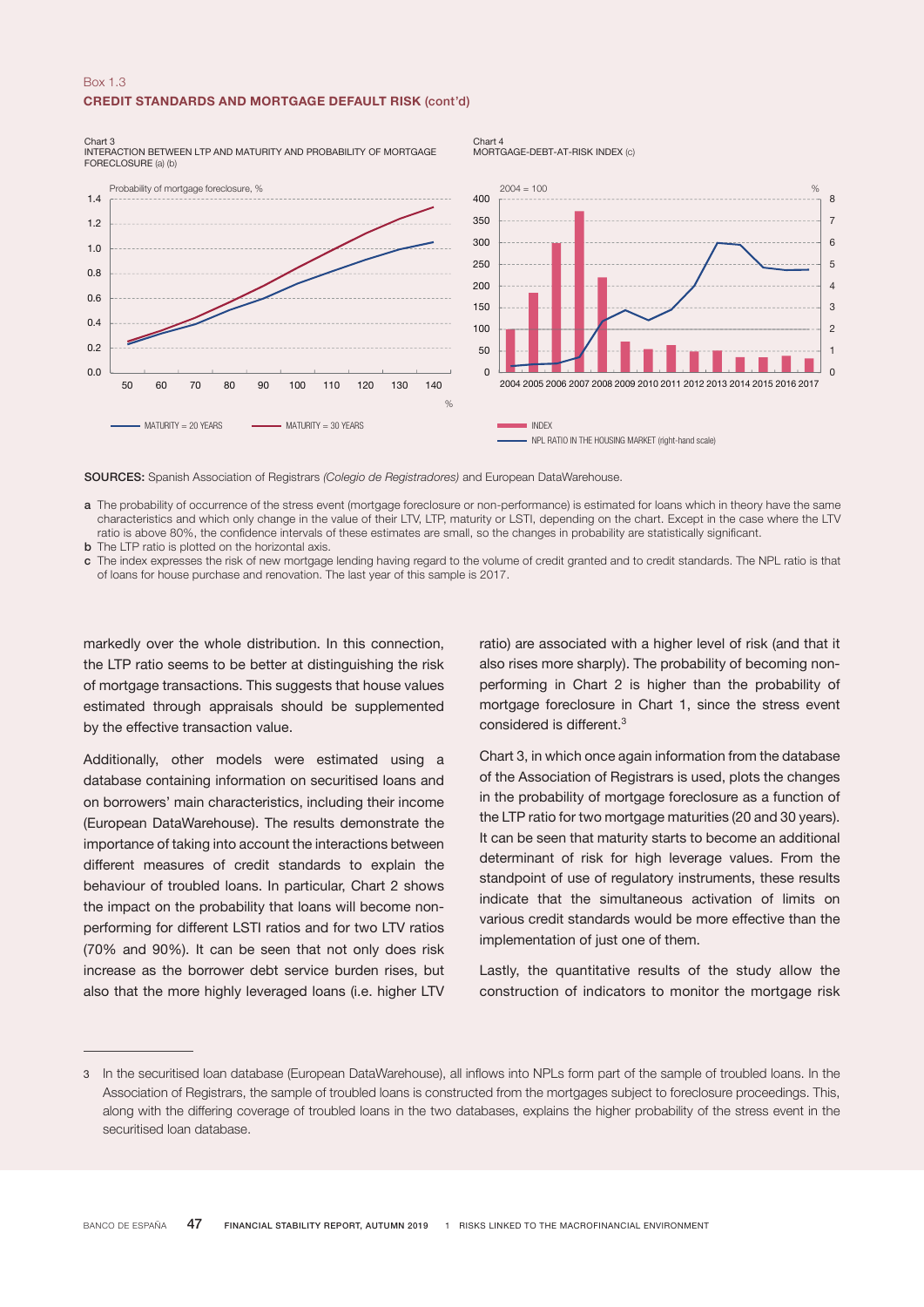Box 1.3

**CREDIT STANDARDS AND MORTGAGE DEFAULT RISK (cont'd)**

Chart 3
INTERACTION BETWEEN LTP AND MATURITY AND PROBABILITY OF MORTGAGE FORECLOSURE (a) (b)

Probability of mortgage foreclosure, %

1.4
1.2
1.0
0.8
0.6
0.4
0.2
0.0

50 60 70 80 90 100 110 120 130 140

%

MATURITY = 20 YEARS
MATURITY = 30 YEARS

Chart 4
MORTGAGE-DEBT-AT-RISK INDEX (c)

2004 = 100

400
350
300
250
200
150
100
50
0

%

8
7
6
5
4
3
2
1
0

2004 2005 2006 2007 2008 2009 2010 2011 2012 2013 2014 2015 2016 2017

INDEX
NPL RATIO IN THE HOUSING MARKET (right-hand scale)

**SOURCES:** Spanish Association of Registrars *(Colegio de Registradores)* and European DataWarehouse.

a The probability of occurrence of the stress event (mortgage foreclosure or non-performance) is estimated for loans which in theory have the same characteristics and which only change in the value of their LTV, LTP, maturity or LSTI, depending on the chart. Except in the case where the LTV ratio is above 80%, the confidence intervals of these estimates are small, so the changes in probability are statistically significant.

b The LTP ratio is plotted on the horizontal axis.

c The index expresses the risk of new mortgage lending having regard to the volume of credit granted and to credit standards. The NPL ratio is that of loans for house purchase and renovation. The last year of this sample is 2017.

markedly over the whole distribution. In this connection, the LTP ratio seems to be better at distinguishing the risk of mortgage transactions. This suggests that house values estimated through appraisals should be supplemented by the effective transaction value.

Additionally, other models were estimated using a database containing information on securitised loans and on borrowers' main characteristics, including their income (European DataWarehouse). The results demonstrate the importance of taking into account the interactions between different measures of credit standards to explain the behaviour of troubled loans. In particular, Chart 2 shows the impact on the probability that loans will become non-performing for different LSTI ratios and for two LTV ratios (70% and 90%). It can be seen that not only does risk increase as the borrower debt service burden rises, but also that the more highly leveraged loans (i.e. higher LTV ratio) are associated with a higher level of risk (and that it also rises more sharply). The probability of becoming non-performing in Chart 2 is higher than the probability of mortgage foreclosure in Chart 1, since the stress event considered is different.[3]

Chart 3, in which once again information from the database of the Association of Registrars is used, plots the changes in the probability of mortgage foreclosure as a function of the LTP ratio for two mortgage maturities (20 and 30 years). It can be seen that maturity starts to become an additional determinant of risk for high leverage values. From the standpoint of use of regulatory instruments, these results indicate that the simultaneous activation of limits on various credit standards would be more effective than the implementation of just one of them.

Lastly, the quantitative results of the study allow the construction of indicators to monitor the mortgage risk

3 In the securitised loan database (European DataWarehouse), all inflows into NPLs form part of the sample of troubled loans. In the Association of Registrars, the sample of troubled loans is constructed from the mortgages subject to foreclosure proceedings. This, along with the differing coverage of troubled loans in the two databases, explains the higher probability of the stress event in the securitised loan database.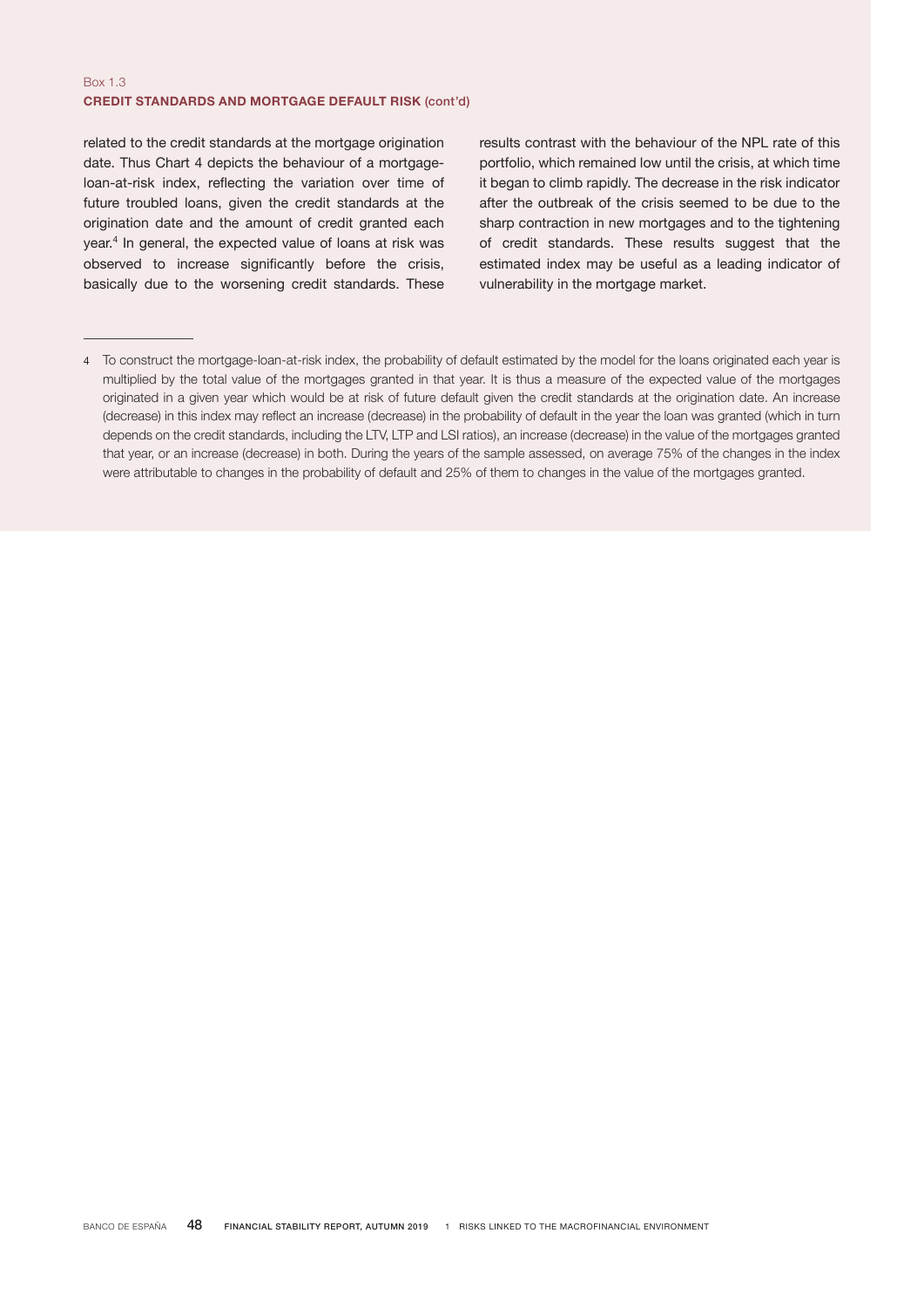Box 1.3

**CREDIT STANDARDS AND MORTGAGE DEFAULT RISK (cont'd)**

related to the credit standards at the mortgage origination date. Thus Chart 4 depicts the behaviour of a mortgage-loan-at-risk index, reflecting the variation over time of future troubled loans, given the credit standards at the origination date and the amount of credit granted each year.[4] In general, the expected value of loans at risk was observed to increase significantly before the crisis, basically due to the worsening credit standards. These results contrast with the behaviour of the NPL rate of this portfolio, which remained low until the crisis, at which time it began to climb rapidly. The decrease in the risk indicator after the outbreak of the crisis seemed to be due to the sharp contraction in new mortgages and to the tightening of credit standards. These results suggest that the estimated index may be useful as a leading indicator of vulnerability in the mortgage market.

---

4 To construct the mortgage-loan-at-risk index, the probability of default estimated by the model for the loans originated each year is multiplied by the total value of the mortgages granted in that year. It is thus a measure of the expected value of the mortgages originated in a given year which would be at risk of future default given the credit standards at the origination date. An increase (decrease) in this index may reflect an increase (decrease) in the probability of default in the year the loan was granted (which in turn depends on the credit standards, including the LTV, LTP and LSI ratios), an increase (decrease) in the value of the mortgages granted that year, or an increase (decrease) in both. During the years of the sample assessed, on average 75% of the changes in the index were attributable to changes in the probability of default and 25% of them to changes in the value of the mortgages granted.